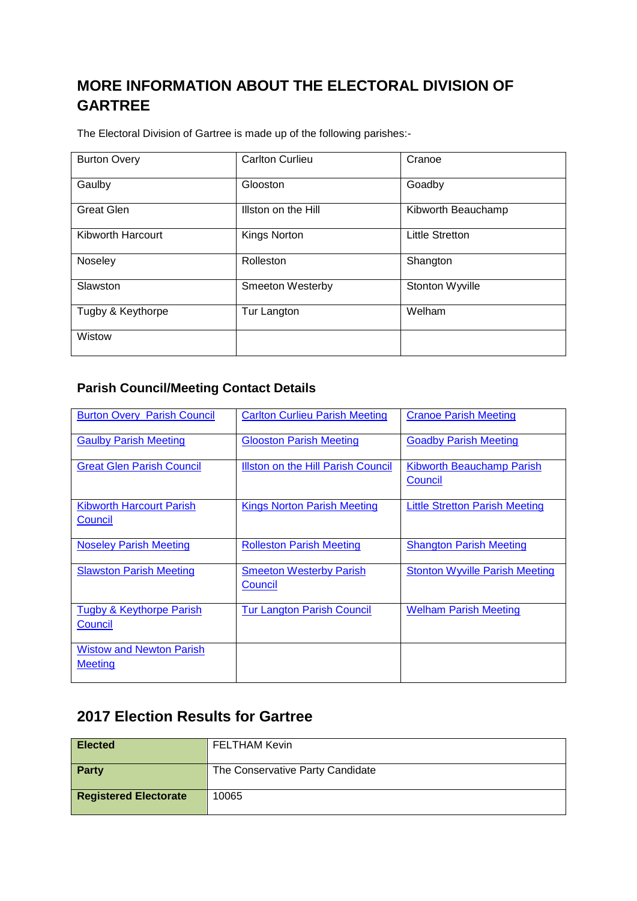# MORE INFORMATION ABOUT THE ELECTORAL DIVISION OF GARTREE

The Electoral Division of Gartree is made up of the following parishes:-

| | | |
|---|---|---|
| Burton Overy | Carlton Curlieu | Cranoe |
| Gaulby | Glooston | Goadby |
| Great Glen | Illston on the Hill | Kibworth Beauchamp |
| Kibworth Harcourt | Kings Norton | Little Stretton |
| Noseley | Rolleston | Shangton |
| Slawston | Smeeton Westerby | Stonton Wyville |
| Tugby & Keythorpe | Tur Langton | Welham |
| Wistow | | |

## Parish Council/Meeting Contact Details

| | | |
|---|---|---|
| Burton Overy Parish Council | Carlton Curlieu Parish Meeting | Cranoe Parish Meeting |
| Gaulby Parish Meeting | Glooston Parish Meeting | Goadby Parish Meeting |
| Great Glen Parish Council | Illston on the Hill Parish Council | Kibworth Beauchamp Parish Council |
| Kibworth Harcourt Parish Council | Kings Norton Parish Meeting | Little Stretton Parish Meeting |
| Noseley Parish Meeting | Rolleston Parish Meeting | Shangton Parish Meeting |
| Slawston Parish Meeting | Smeeton Westerby Parish Council | Stonton Wyville Parish Meeting |
| Tugby & Keythorpe Parish Council | Tur Langton Parish Council | Welham Parish Meeting |
| Wistow and Newton Parish Meeting | | |

## 2017 Election Results for Gartree

| | |
|---|---|
| **Elected** | FELTHAM Kevin |
| **Party** | The Conservative Party Candidate |
| **Registered Electorate** | 10065 |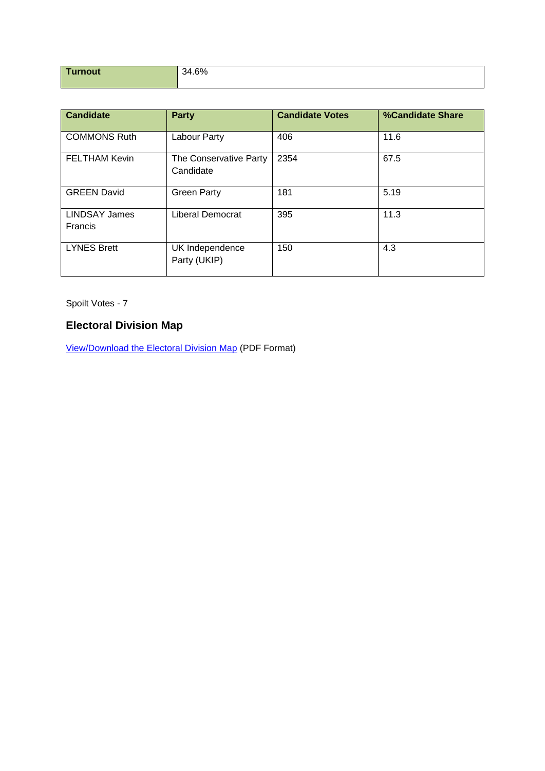| Turnout | 34.6% |
|---|---|

| Candidate | Party | Candidate Votes | %Candidate Share |
|---|---|---|---|
| COMMONS Ruth | Labour Party | 406 | 11.6 |
| FELTHAM Kevin | The Conservative Party Candidate | 2354 | 67.5 |
| GREEN David | Green Party | 181 | 5.19 |
| LINDSAY James Francis | Liberal Democrat | 395 | 11.3 |
| LYNES Brett | UK Independence Party (UKIP) | 150 | 4.3 |

Spoilt Votes - 7

## Electoral Division Map

View/Download the Electoral Division Map (PDF Format)